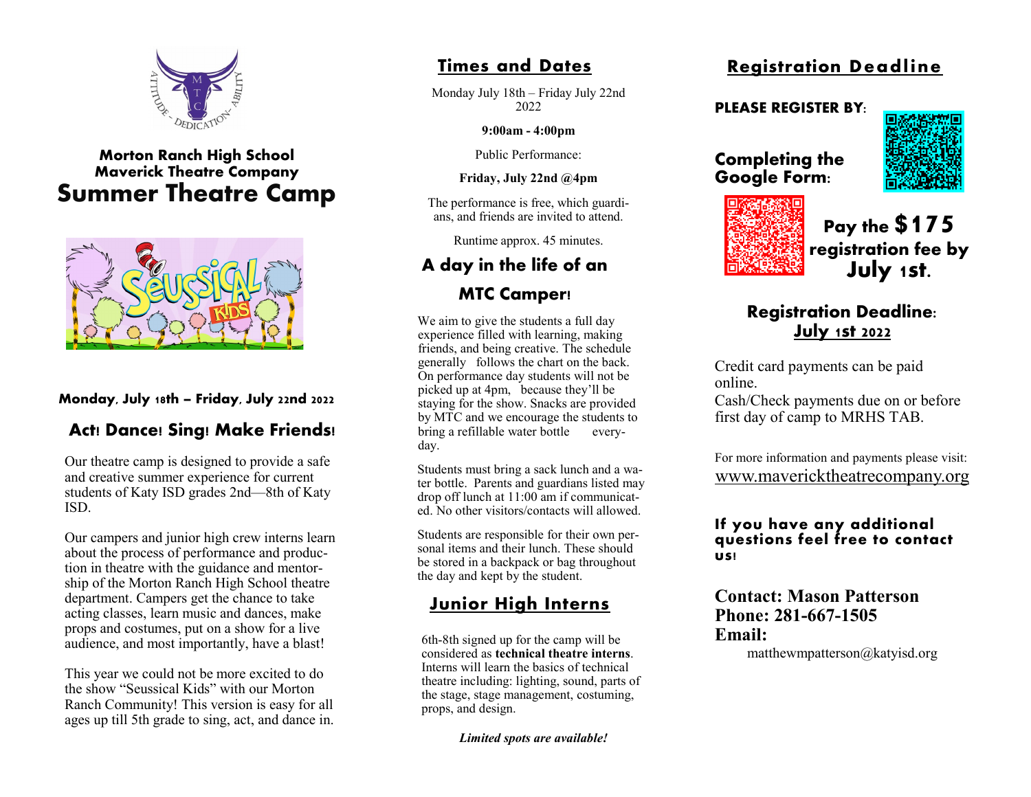**Morton Ranch High School**
**Maverick Theatre Company**

# Summer Theatre Camp

**Monday, July 18th – Friday, July 22nd 2022**

## Act! Dance! Sing! Make Friends!

Our theatre camp is designed to provide a safe and creative summer experience for current students of Katy ISD grades 2nd—8th of Katy ISD.

Our campers and junior high crew interns learn about the process of performance and production in theatre with the guidance and mentorship of the Morton Ranch High School theatre department. Campers get the chance to take acting classes, learn music and dances, make props and costumes, put on a show for a live audience, and most importantly, have a blast!

This year we could not be more excited to do the show "Seussical Kids" with our Morton Ranch Community! This version is easy for all ages up till 5th grade to sing, act, and dance in.

## Times and Dates

Monday July 18th – Friday July 22nd 2022

**9:00am - 4:00pm**

Public Performance:

**Friday, July 22nd @4pm**

The performance is free, which guardians, and friends are invited to attend.

Runtime approx. 45 minutes.

## A day in the life of an MTC Camper!

We aim to give the students a full day experience filled with learning, making friends, and being creative. The schedule generally follows the chart on the back. On performance day students will not be picked up at 4pm, because they'll be staying for the show. Snacks are provided by MTC and we encourage the students to bring a refillable water bottle everyday.

Students must bring a sack lunch and a water bottle. Parents and guardians listed may drop off lunch at 11:00 am if communicated. No other visitors/contacts will allowed.

Students are responsible for their own personal items and their lunch. These should be stored in a backpack or bag throughout the day and kept by the student.

## Junior High Interns

6th-8th signed up for the camp will be considered as **technical theatre interns**. Interns will learn the basics of technical theatre including: lighting, sound, parts of the stage, stage management, costuming, props, and design.

***Limited spots are available!***

## Registration Deadline

**PLEASE REGISTER BY:**

**Completing the Google Form:**

**Pay the $175 registration fee by July 1st.**

### Registration Deadline: July 1st 2022

Credit card payments can be paid online.
Cash/Check payments due on or before first day of camp to MRHS TAB.

For more information and payments please visit:
www.mavericktheatrecompany.org

**If you have any additional questions feel free to contact us!**

**Contact: Mason Patterson**
**Phone: 281-667-1505**
**Email:**
matthewmpatterson@katyisd.org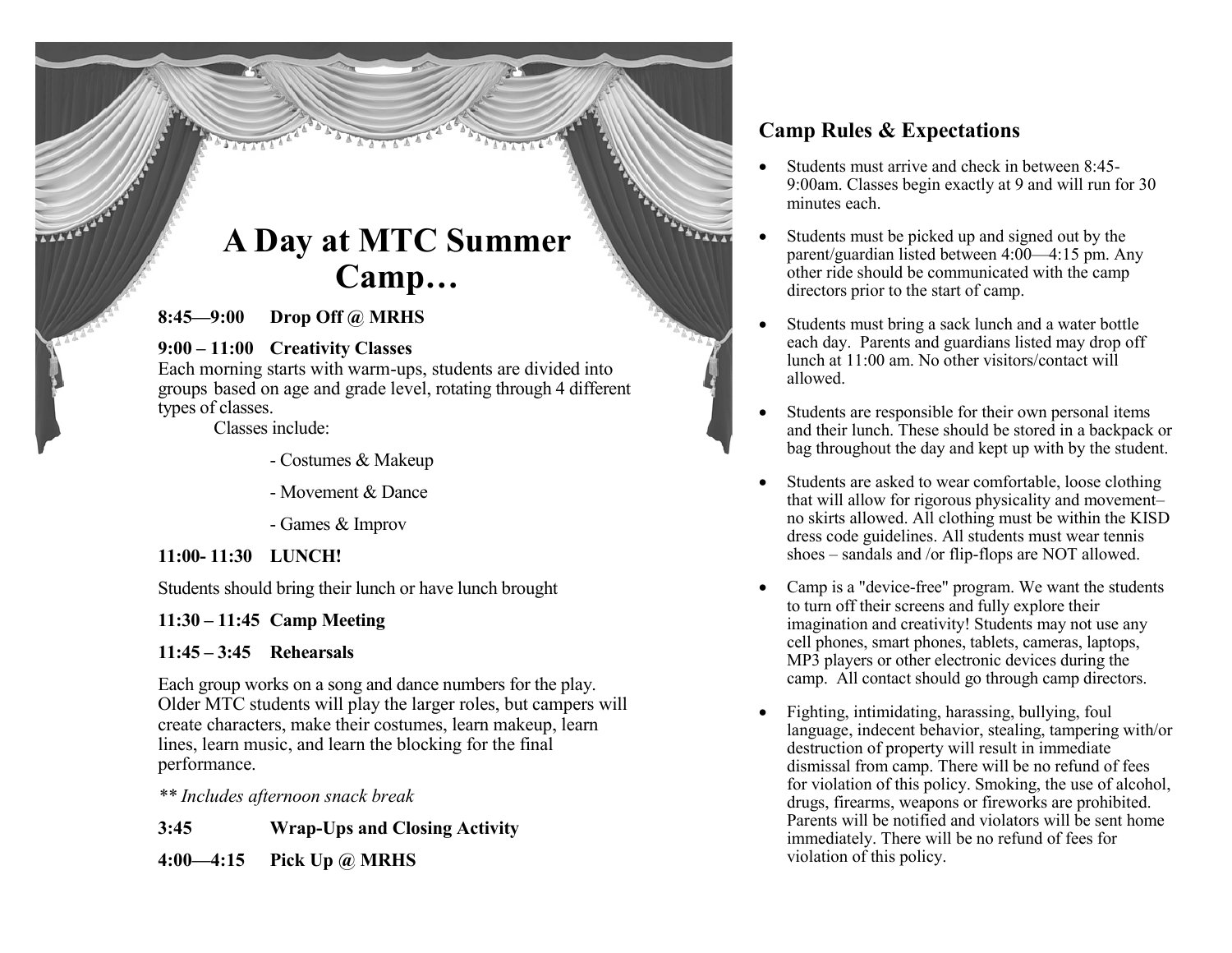# A Day at MTC Summer Camp…

**8:45—9:00 Drop Off @ MRHS**

**9:00 – 11:00 Creativity Classes**

Each morning starts with warm-ups, students are divided into groups based on age and grade level, rotating through 4 different types of classes.

Classes include:

- Costumes & Makeup
- Movement & Dance
- Games & Improv

**11:00- 11:30 LUNCH!**

Students should bring their lunch or have lunch brought

**11:30 – 11:45 Camp Meeting**

**11:45 – 3:45 Rehearsals**

Each group works on a song and dance numbers for the play. Older MTC students will play the larger roles, but campers will create characters, make their costumes, learn makeup, learn lines, learn music, and learn the blocking for the final performance.

*** Includes afternoon snack break*

**3:45 Wrap-Ups and Closing Activity**

**4:00—4:15 Pick Up @ MRHS**

## Camp Rules & Expectations

- Students must arrive and check in between 8:45-9:00am. Classes begin exactly at 9 and will run for 30 minutes each.
- Students must be picked up and signed out by the parent/guardian listed between 4:00—4:15 pm. Any other ride should be communicated with the camp directors prior to the start of camp.
- Students must bring a sack lunch and a water bottle each day. Parents and guardians listed may drop off lunch at 11:00 am. No other visitors/contact will allowed.
- Students are responsible for their own personal items and their lunch. These should be stored in a backpack or bag throughout the day and kept up with by the student.
- Students are asked to wear comfortable, loose clothing that will allow for rigorous physicality and movement– no skirts allowed. All clothing must be within the KISD dress code guidelines. All students must wear tennis shoes – sandals and /or flip-flops are NOT allowed.
- Camp is a "device-free" program. We want the students to turn off their screens and fully explore their imagination and creativity! Students may not use any cell phones, smart phones, tablets, cameras, laptops, MP3 players or other electronic devices during the camp. All contact should go through camp directors.
- Fighting, intimidating, harassing, bullying, foul language, indecent behavior, stealing, tampering with/or destruction of property will result in immediate dismissal from camp. There will be no refund of fees for violation of this policy. Smoking, the use of alcohol, drugs, firearms, weapons or fireworks are prohibited. Parents will be notified and violators will be sent home immediately. There will be no refund of fees for violation of this policy.